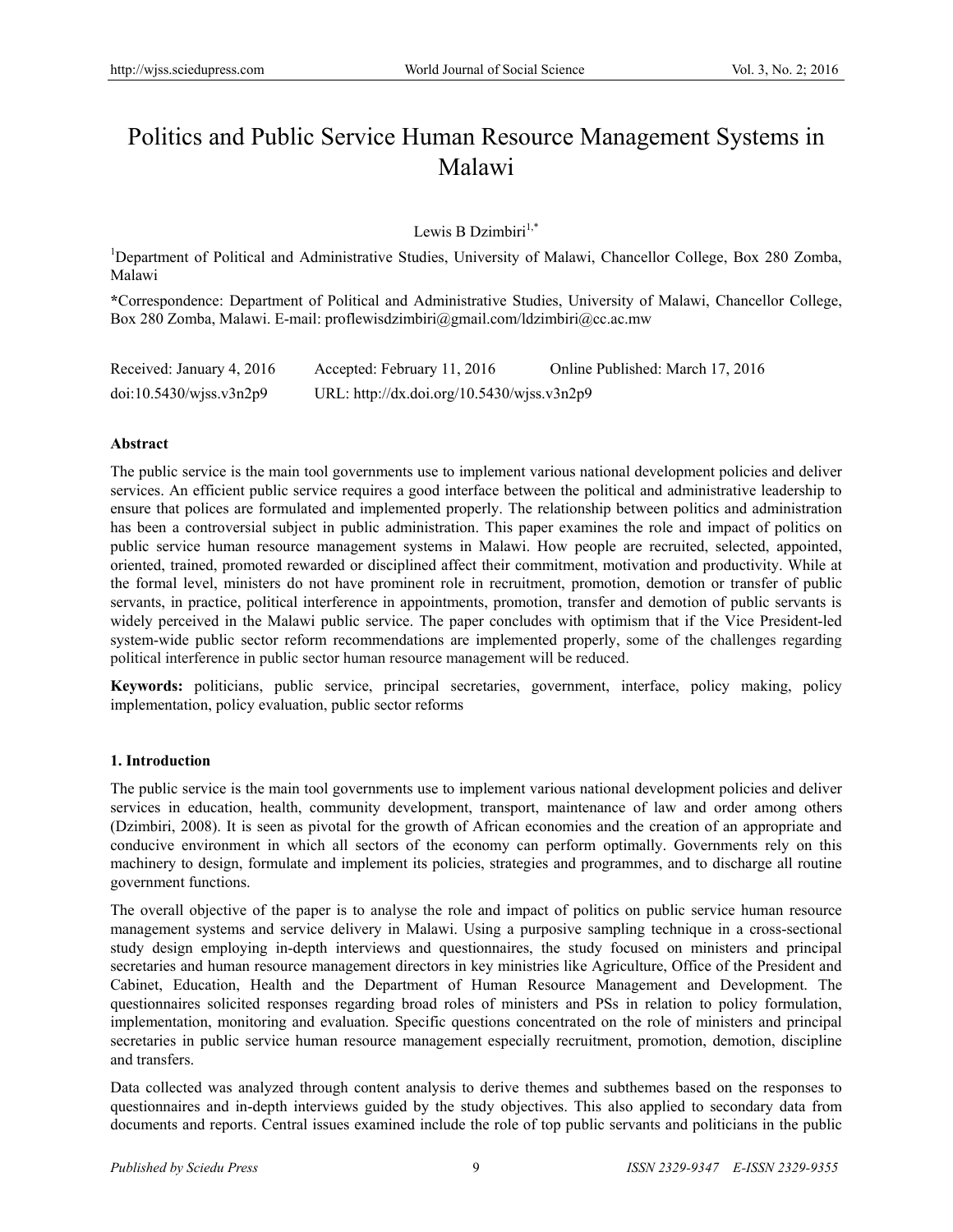# Politics and Public Service Human Resource Management Systems in Malawi

Lewis B Dzimbiri[1,*]

[1]Department of Political and Administrative Studies, University of Malawi, Chancellor College, Box 280 Zomba, Malawi

*Correspondence: Department of Political and Administrative Studies, University of Malawi, Chancellor College, Box 280 Zomba, Malawi. E-mail: proflewisdzimbiri@gmail.com/ldzimbiri@cc.ac.mw

Received: January 4, 2016 Accepted: February 11, 2016 Online Published: March 17, 2016

doi:10.5430/wjss.v3n2p9 URL: http://dx.doi.org/10.5430/wjss.v3n2p9

**Abstract**

The public service is the main tool governments use to implement various national development policies and deliver services. An efficient public service requires a good interface between the political and administrative leadership to ensure that polices are formulated and implemented properly. The relationship between politics and administration has been a controversial subject in public administration. This paper examines the role and impact of politics on public service human resource management systems in Malawi. How people are recruited, selected, appointed, oriented, trained, promoted rewarded or disciplined affect their commitment, motivation and productivity. While at the formal level, ministers do not have prominent role in recruitment, promotion, demotion or transfer of public servants, in practice, political interference in appointments, promotion, transfer and demotion of public servants is widely perceived in the Malawi public service. The paper concludes with optimism that if the Vice President-led system-wide public sector reform recommendations are implemented properly, some of the challenges regarding political interference in public sector human resource management will be reduced.

**Keywords:** politicians, public service, principal secretaries, government, interface, policy making, policy implementation, policy evaluation, public sector reforms

## 1. Introduction

The public service is the main tool governments use to implement various national development policies and deliver services in education, health, community development, transport, maintenance of law and order among others (Dzimbiri, 2008). It is seen as pivotal for the growth of African economies and the creation of an appropriate and conducive environment in which all sectors of the economy can perform optimally. Governments rely on this machinery to design, formulate and implement its policies, strategies and programmes, and to discharge all routine government functions.

The overall objective of the paper is to analyse the role and impact of politics on public service human resource management systems and service delivery in Malawi. Using a purposive sampling technique in a cross-sectional study design employing in-depth interviews and questionnaires, the study focused on ministers and principal secretaries and human resource management directors in key ministries like Agriculture, Office of the President and Cabinet, Education, Health and the Department of Human Resource Management and Development. The questionnaires solicited responses regarding broad roles of ministers and PSs in relation to policy formulation, implementation, monitoring and evaluation. Specific questions concentrated on the role of ministers and principal secretaries in public service human resource management especially recruitment, promotion, demotion, discipline and transfers.

Data collected was analyzed through content analysis to derive themes and subthemes based on the responses to questionnaires and in-depth interviews guided by the study objectives. This also applied to secondary data from documents and reports. Central issues examined include the role of top public servants and politicians in the public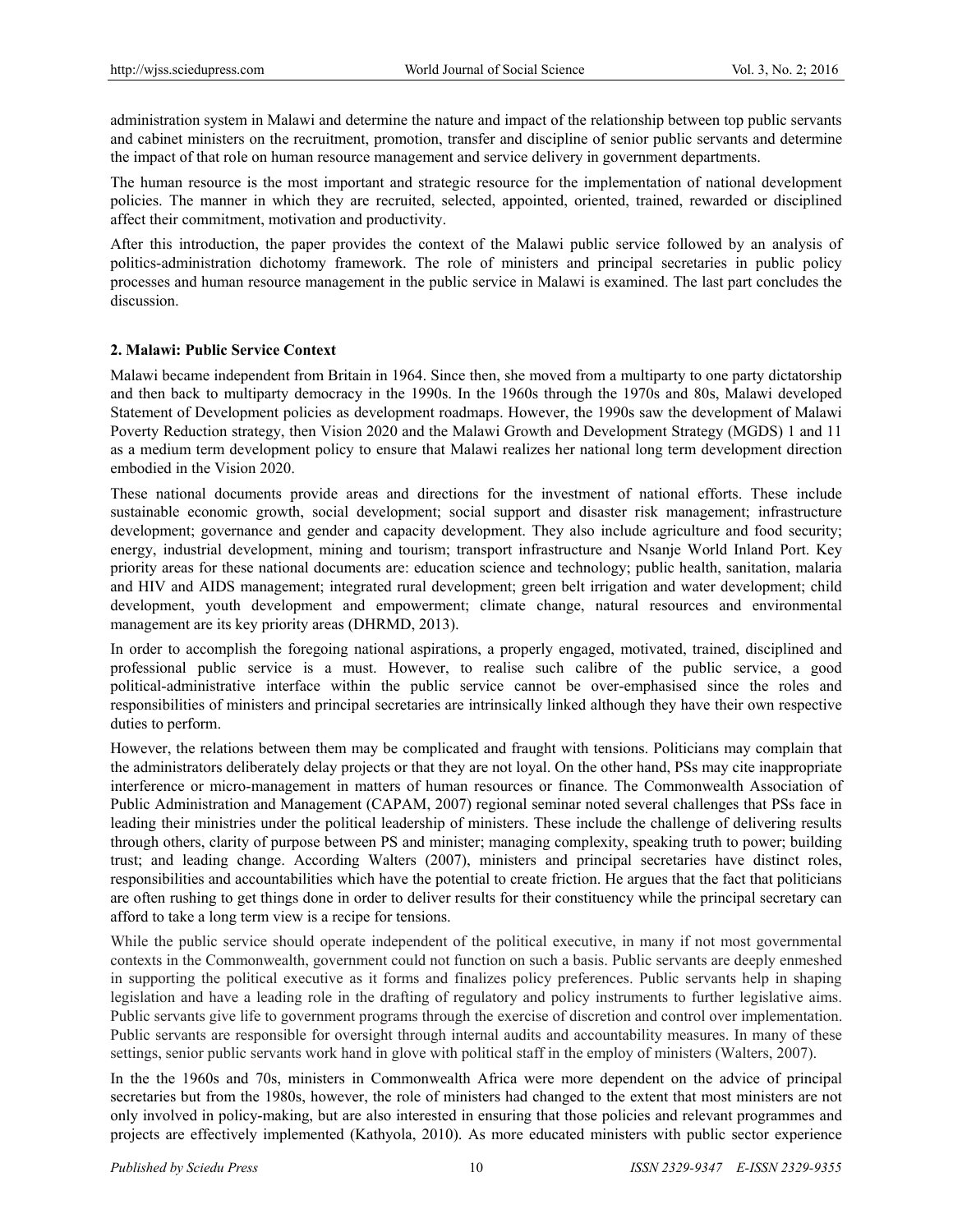administration system in Malawi and determine the nature and impact of the relationship between top public servants and cabinet ministers on the recruitment, promotion, transfer and discipline of senior public servants and determine the impact of that role on human resource management and service delivery in government departments.

The human resource is the most important and strategic resource for the implementation of national development policies. The manner in which they are recruited, selected, appointed, oriented, trained, rewarded or disciplined affect their commitment, motivation and productivity.

After this introduction, the paper provides the context of the Malawi public service followed by an analysis of politics-administration dichotomy framework. The role of ministers and principal secretaries in public policy processes and human resource management in the public service in Malawi is examined. The last part concludes the discussion.

## 2. Malawi: Public Service Context

Malawi became independent from Britain in 1964. Since then, she moved from a multiparty to one party dictatorship and then back to multiparty democracy in the 1990s. In the 1960s through the 1970s and 80s, Malawi developed Statement of Development policies as development roadmaps. However, the 1990s saw the development of Malawi Poverty Reduction strategy, then Vision 2020 and the Malawi Growth and Development Strategy (MGDS) 1 and 11 as a medium term development policy to ensure that Malawi realizes her national long term development direction embodied in the Vision 2020.

These national documents provide areas and directions for the investment of national efforts. These include sustainable economic growth, social development; social support and disaster risk management; infrastructure development; governance and gender and capacity development. They also include agriculture and food security; energy, industrial development, mining and tourism; transport infrastructure and Nsanje World Inland Port. Key priority areas for these national documents are: education science and technology; public health, sanitation, malaria and HIV and AIDS management; integrated rural development; green belt irrigation and water development; child development, youth development and empowerment; climate change, natural resources and environmental management are its key priority areas (DHRMD, 2013).

In order to accomplish the foregoing national aspirations, a properly engaged, motivated, trained, disciplined and professional public service is a must. However, to realise such calibre of the public service, a good political-administrative interface within the public service cannot be over-emphasised since the roles and responsibilities of ministers and principal secretaries are intrinsically linked although they have their own respective duties to perform.

However, the relations between them may be complicated and fraught with tensions. Politicians may complain that the administrators deliberately delay projects or that they are not loyal. On the other hand, PSs may cite inappropriate interference or micro-management in matters of human resources or finance. The Commonwealth Association of Public Administration and Management (CAPAM, 2007) regional seminar noted several challenges that PSs face in leading their ministries under the political leadership of ministers. These include the challenge of delivering results through others, clarity of purpose between PS and minister; managing complexity, speaking truth to power; building trust; and leading change. According Walters (2007), ministers and principal secretaries have distinct roles, responsibilities and accountabilities which have the potential to create friction. He argues that the fact that politicians are often rushing to get things done in order to deliver results for their constituency while the principal secretary can afford to take a long term view is a recipe for tensions.

While the public service should operate independent of the political executive, in many if not most governmental contexts in the Commonwealth, government could not function on such a basis. Public servants are deeply enmeshed in supporting the political executive as it forms and finalizes policy preferences. Public servants help in shaping legislation and have a leading role in the drafting of regulatory and policy instruments to further legislative aims. Public servants give life to government programs through the exercise of discretion and control over implementation. Public servants are responsible for oversight through internal audits and accountability measures. In many of these settings, senior public servants work hand in glove with political staff in the employ of ministers (Walters, 2007).

In the the 1960s and 70s, ministers in Commonwealth Africa were more dependent on the advice of principal secretaries but from the 1980s, however, the role of ministers had changed to the extent that most ministers are not only involved in policy-making, but are also interested in ensuring that those policies and relevant programmes and projects are effectively implemented (Kathyola, 2010). As more educated ministers with public sector experience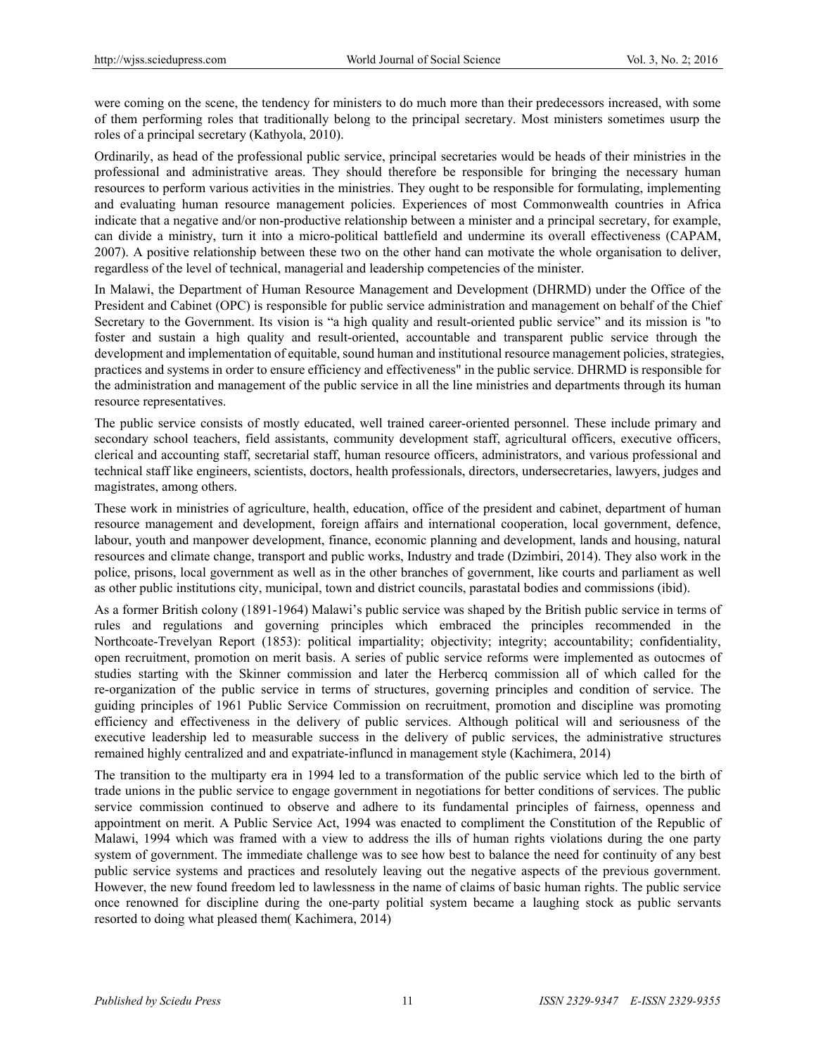were coming on the scene, the tendency for ministers to do much more than their predecessors increased, with some of them performing roles that traditionally belong to the principal secretary. Most ministers sometimes usurp the roles of a principal secretary (Kathyola, 2010).

Ordinarily, as head of the professional public service, principal secretaries would be heads of their ministries in the professional and administrative areas. They should therefore be responsible for bringing the necessary human resources to perform various activities in the ministries. They ought to be responsible for formulating, implementing and evaluating human resource management policies. Experiences of most Commonwealth countries in Africa indicate that a negative and/or non-productive relationship between a minister and a principal secretary, for example, can divide a ministry, turn it into a micro-political battlefield and undermine its overall effectiveness (CAPAM, 2007). A positive relationship between these two on the other hand can motivate the whole organisation to deliver, regardless of the level of technical, managerial and leadership competencies of the minister.

In Malawi, the Department of Human Resource Management and Development (DHRMD) under the Office of the President and Cabinet (OPC) is responsible for public service administration and management on behalf of the Chief Secretary to the Government. Its vision is "a high quality and result-oriented public service" and its mission is "to foster and sustain a high quality and result-oriented, accountable and transparent public service through the development and implementation of equitable, sound human and institutional resource management policies, strategies, practices and systems in order to ensure efficiency and effectiveness" in the public service. DHRMD is responsible for the administration and management of the public service in all the line ministries and departments through its human resource representatives.

The public service consists of mostly educated, well trained career-oriented personnel. These include primary and secondary school teachers, field assistants, community development staff, agricultural officers, executive officers, clerical and accounting staff, secretarial staff, human resource officers, administrators, and various professional and technical staff like engineers, scientists, doctors, health professionals, directors, undersecretaries, lawyers, judges and magistrates, among others.

These work in ministries of agriculture, health, education, office of the president and cabinet, department of human resource management and development, foreign affairs and international cooperation, local government, defence, labour, youth and manpower development, finance, economic planning and development, lands and housing, natural resources and climate change, transport and public works, Industry and trade (Dzimbiri, 2014). They also work in the police, prisons, local government as well as in the other branches of government, like courts and parliament as well as other public institutions city, municipal, town and district councils, parastatal bodies and commissions (ibid).

As a former British colony (1891-1964) Malawi's public service was shaped by the British public service in terms of rules and regulations and governing principles which embraced the principles recommended in the Northcoate-Trevelyan Report (1853): political impartiality; objectivity; integrity; accountability; confidentiality, open recruitment, promotion on merit basis. A series of public service reforms were implemented as outocmes of studies starting with the Skinner commission and later the Herbercq commission all of which called for the re-organization of the public service in terms of structures, governing principles and condition of service. The guiding principles of 1961 Public Service Commission on recruitment, promotion and discipline was promoting efficiency and effectiveness in the delivery of public services. Although political will and seriousness of the executive leadership led to measurable success in the delivery of public services, the administrative structures remained highly centralized and and expatriate-influncd in management style (Kachimera, 2014)

The transition to the multiparty era in 1994 led to a transformation of the public service which led to the birth of trade unions in the public service to engage government in negotiations for better conditions of services. The public service commission continued to observe and adhere to its fundamental principles of fairness, openness and appointment on merit. A Public Service Act, 1994 was enacted to compliment the Constitution of the Republic of Malawi, 1994 which was framed with a view to address the ills of human rights violations during the one party system of government. The immediate challenge was to see how best to balance the need for continuity of any best public service systems and practices and resolutely leaving out the negative aspects of the previous government. However, the new found freedom led to lawlessness in the name of claims of basic human rights. The public service once renowned for discipline during the one-party politial system became a laughing stock as public servants resorted to doing what pleased them( Kachimera, 2014)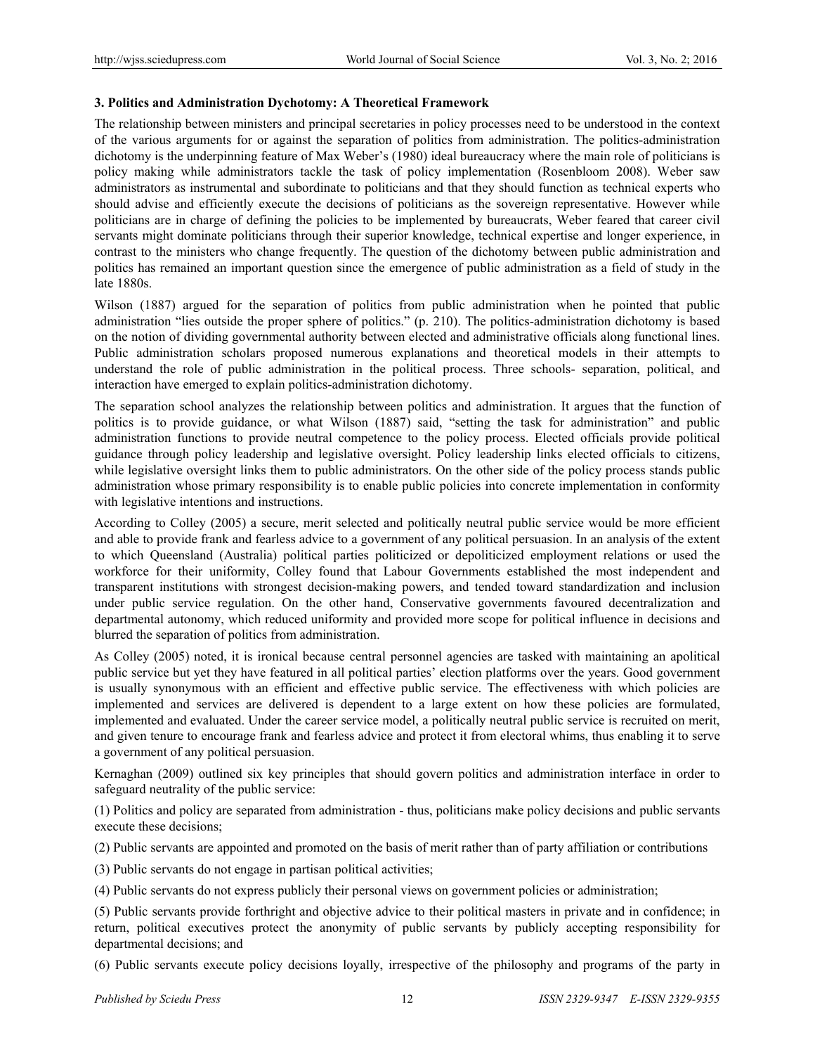### 3. Politics and Administration Dychotomy: A Theoretical Framework

The relationship between ministers and principal secretaries in policy processes need to be understood in the context of the various arguments for or against the separation of politics from administration. The politics-administration dichotomy is the underpinning feature of Max Weber's (1980) ideal bureaucracy where the main role of politicians is policy making while administrators tackle the task of policy implementation (Rosenbloom 2008). Weber saw administrators as instrumental and subordinate to politicians and that they should function as technical experts who should advise and efficiently execute the decisions of politicians as the sovereign representative. However while politicians are in charge of defining the policies to be implemented by bureaucrats, Weber feared that career civil servants might dominate politicians through their superior knowledge, technical expertise and longer experience, in contrast to the ministers who change frequently. The question of the dichotomy between public administration and politics has remained an important question since the emergence of public administration as a field of study in the late 1880s.

Wilson (1887) argued for the separation of politics from public administration when he pointed that public administration "lies outside the proper sphere of politics." (p. 210). The politics-administration dichotomy is based on the notion of dividing governmental authority between elected and administrative officials along functional lines. Public administration scholars proposed numerous explanations and theoretical models in their attempts to understand the role of public administration in the political process. Three schools- separation, political, and interaction have emerged to explain politics-administration dichotomy.

The separation school analyzes the relationship between politics and administration. It argues that the function of politics is to provide guidance, or what Wilson (1887) said, "setting the task for administration" and public administration functions to provide neutral competence to the policy process. Elected officials provide political guidance through policy leadership and legislative oversight. Policy leadership links elected officials to citizens, while legislative oversight links them to public administrators. On the other side of the policy process stands public administration whose primary responsibility is to enable public policies into concrete implementation in conformity with legislative intentions and instructions.

According to Colley (2005) a secure, merit selected and politically neutral public service would be more efficient and able to provide frank and fearless advice to a government of any political persuasion. In an analysis of the extent to which Queensland (Australia) political parties politicized or depoliticized employment relations or used the workforce for their uniformity, Colley found that Labour Governments established the most independent and transparent institutions with strongest decision-making powers, and tended toward standardization and inclusion under public service regulation. On the other hand, Conservative governments favoured decentralization and departmental autonomy, which reduced uniformity and provided more scope for political influence in decisions and blurred the separation of politics from administration.

As Colley (2005) noted, it is ironical because central personnel agencies are tasked with maintaining an apolitical public service but yet they have featured in all political parties' election platforms over the years. Good government is usually synonymous with an efficient and effective public service. The effectiveness with which policies are implemented and services are delivered is dependent to a large extent on how these policies are formulated, implemented and evaluated. Under the career service model, a politically neutral public service is recruited on merit, and given tenure to encourage frank and fearless advice and protect it from electoral whims, thus enabling it to serve a government of any political persuasion.

Kernaghan (2009) outlined six key principles that should govern politics and administration interface in order to safeguard neutrality of the public service:

(1) Politics and policy are separated from administration - thus, politicians make policy decisions and public servants execute these decisions;

(2) Public servants are appointed and promoted on the basis of merit rather than of party affiliation or contributions

(3) Public servants do not engage in partisan political activities;

(4) Public servants do not express publicly their personal views on government policies or administration;

(5) Public servants provide forthright and objective advice to their political masters in private and in confidence; in return, political executives protect the anonymity of public servants by publicly accepting responsibility for departmental decisions; and

(6) Public servants execute policy decisions loyally, irrespective of the philosophy and programs of the party in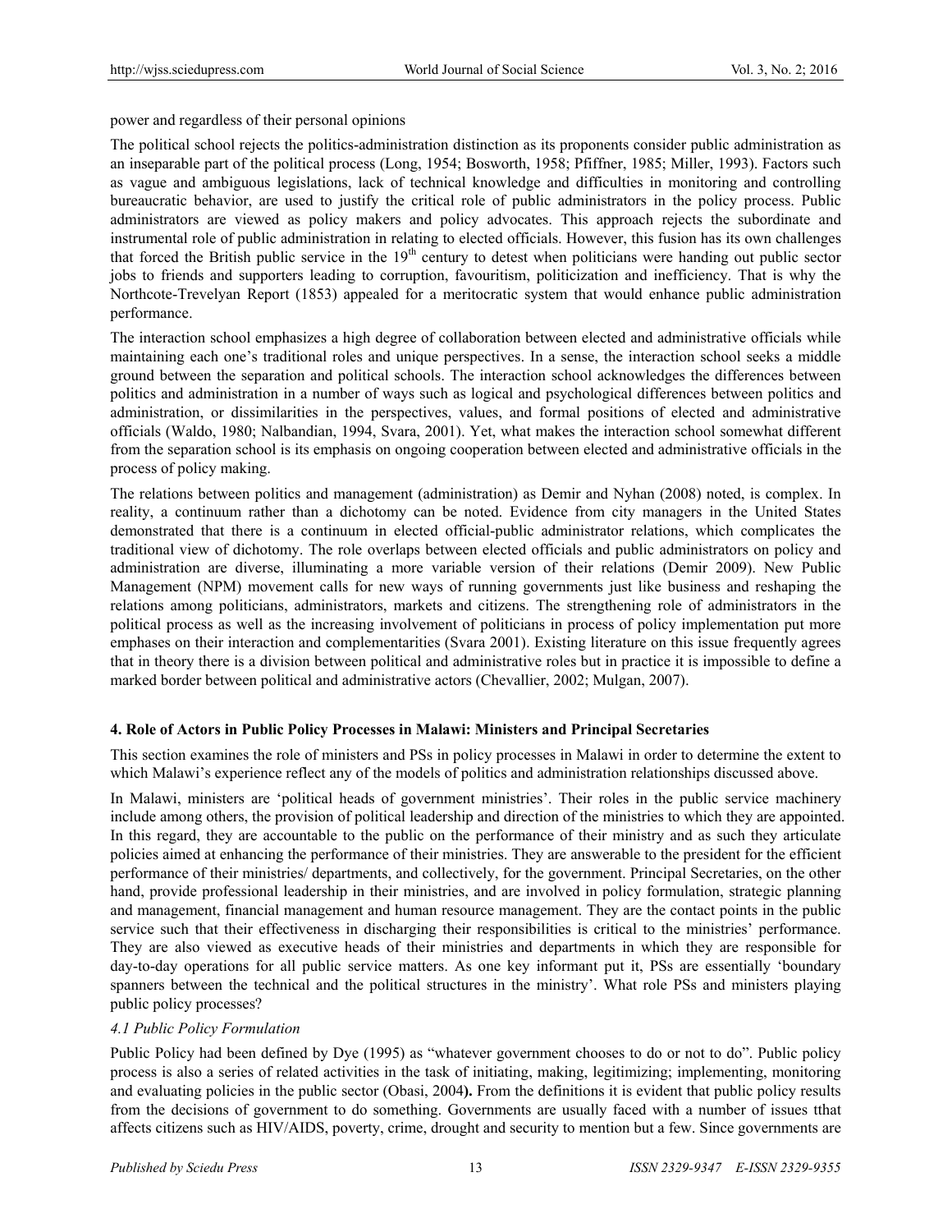power and regardless of their personal opinions

The political school rejects the politics-administration distinction as its proponents consider public administration as an inseparable part of the political process (Long, 1954; Bosworth, 1958; Pfiffner, 1985; Miller, 1993). Factors such as vague and ambiguous legislations, lack of technical knowledge and difficulties in monitoring and controlling bureaucratic behavior, are used to justify the critical role of public administrators in the policy process. Public administrators are viewed as policy makers and policy advocates. This approach rejects the subordinate and instrumental role of public administration in relating to elected officials. However, this fusion has its own challenges that forced the British public service in the 19th century to detest when politicians were handing out public sector jobs to friends and supporters leading to corruption, favouritism, politicization and inefficiency. That is why the Northcote-Trevelyan Report (1853) appealed for a meritocratic system that would enhance public administration performance.

The interaction school emphasizes a high degree of collaboration between elected and administrative officials while maintaining each one's traditional roles and unique perspectives. In a sense, the interaction school seeks a middle ground between the separation and political schools. The interaction school acknowledges the differences between politics and administration in a number of ways such as logical and psychological differences between politics and administration, or dissimilarities in the perspectives, values, and formal positions of elected and administrative officials (Waldo, 1980; Nalbandian, 1994, Svara, 2001). Yet, what makes the interaction school somewhat different from the separation school is its emphasis on ongoing cooperation between elected and administrative officials in the process of policy making.

The relations between politics and management (administration) as Demir and Nyhan (2008) noted, is complex. In reality, a continuum rather than a dichotomy can be noted. Evidence from city managers in the United States demonstrated that there is a continuum in elected official-public administrator relations, which complicates the traditional view of dichotomy. The role overlaps between elected officials and public administrators on policy and administration are diverse, illuminating a more variable version of their relations (Demir 2009). New Public Management (NPM) movement calls for new ways of running governments just like business and reshaping the relations among politicians, administrators, markets and citizens. The strengthening role of administrators in the political process as well as the increasing involvement of politicians in process of policy implementation put more emphases on their interaction and complementarities (Svara 2001). Existing literature on this issue frequently agrees that in theory there is a division between political and administrative roles but in practice it is impossible to define a marked border between political and administrative actors (Chevallier, 2002; Mulgan, 2007).

## 4. Role of Actors in Public Policy Processes in Malawi: Ministers and Principal Secretaries

This section examines the role of ministers and PSs in policy processes in Malawi in order to determine the extent to which Malawi's experience reflect any of the models of politics and administration relationships discussed above.

In Malawi, ministers are 'political heads of government ministries'. Their roles in the public service machinery include among others, the provision of political leadership and direction of the ministries to which they are appointed. In this regard, they are accountable to the public on the performance of their ministry and as such they articulate policies aimed at enhancing the performance of their ministries. They are answerable to the president for the efficient performance of their ministries/ departments, and collectively, for the government. Principal Secretaries, on the other hand, provide professional leadership in their ministries, and are involved in policy formulation, strategic planning and management, financial management and human resource management. They are the contact points in the public service such that their effectiveness in discharging their responsibilities is critical to the ministries' performance. They are also viewed as executive heads of their ministries and departments in which they are responsible for day-to-day operations for all public service matters. As one key informant put it, PSs are essentially 'boundary spanners between the technical and the political structures in the ministry'. What role PSs and ministers playing public policy processes?

### *4.1 Public Policy Formulation*

Public Policy had been defined by Dye (1995) as "whatever government chooses to do or not to do". Public policy process is also a series of related activities in the task of initiating, making, legitimizing; implementing, monitoring and evaluating policies in the public sector (Obasi, 2004**).** From the definitions it is evident that public policy results from the decisions of government to do something. Governments are usually faced with a number of issues tthat affects citizens such as HIV/AIDS, poverty, crime, drought and security to mention but a few. Since governments are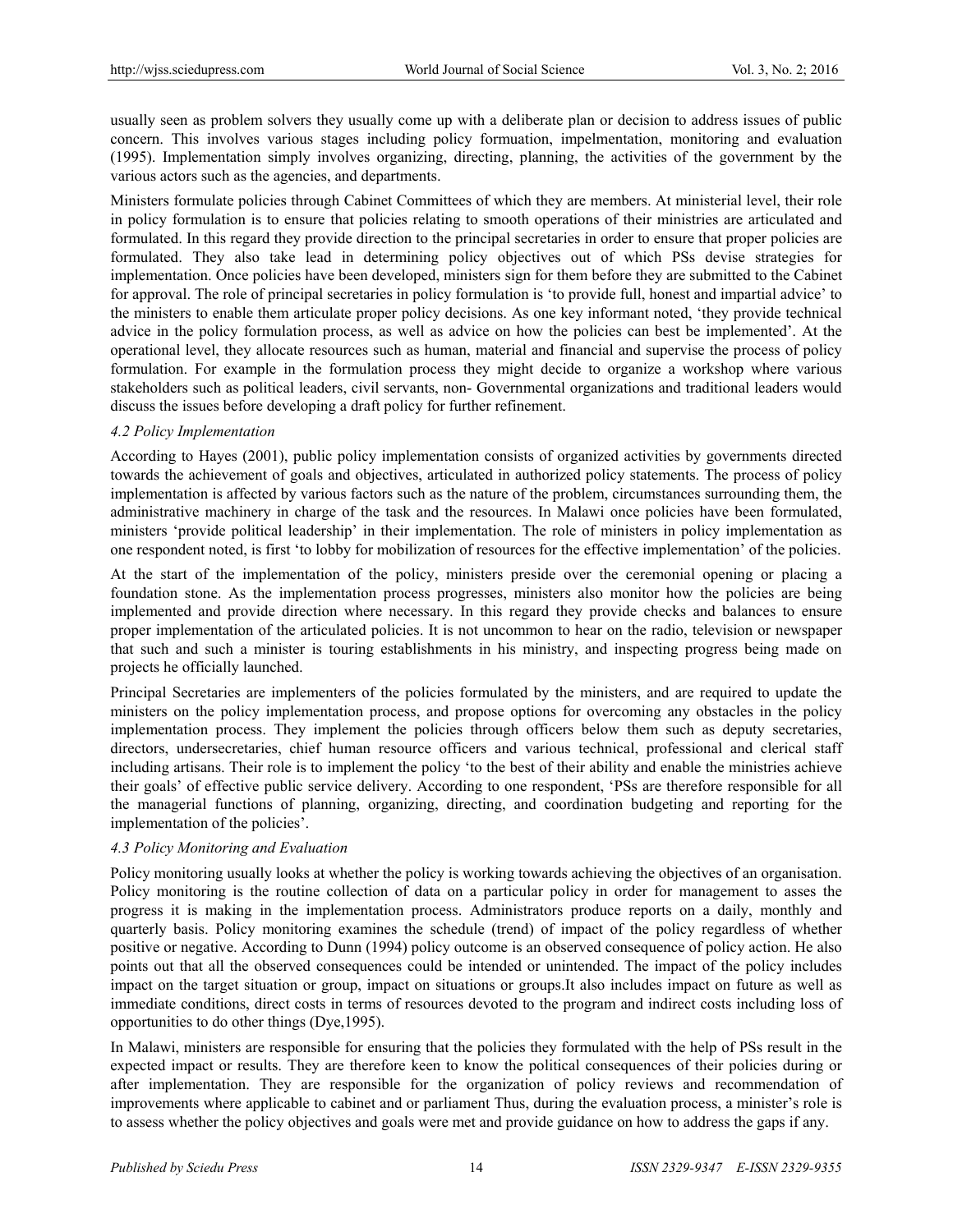usually seen as problem solvers they usually come up with a deliberate plan or decision to address issues of public concern. This involves various stages including policy formuation, impelmentation, monitoring and evaluation (1995). Implementation simply involves organizing, directing, planning, the activities of the government by the various actors such as the agencies, and departments.

Ministers formulate policies through Cabinet Committees of which they are members. At ministerial level, their role in policy formulation is to ensure that policies relating to smooth operations of their ministries are articulated and formulated. In this regard they provide direction to the principal secretaries in order to ensure that proper policies are formulated. They also take lead in determining policy objectives out of which PSs devise strategies for implementation. Once policies have been developed, ministers sign for them before they are submitted to the Cabinet for approval. The role of principal secretaries in policy formulation is 'to provide full, honest and impartial advice' to the ministers to enable them articulate proper policy decisions. As one key informant noted, 'they provide technical advice in the policy formulation process, as well as advice on how the policies can best be implemented'. At the operational level, they allocate resources such as human, material and financial and supervise the process of policy formulation. For example in the formulation process they might decide to organize a workshop where various stakeholders such as political leaders, civil servants, non- Governmental organizations and traditional leaders would discuss the issues before developing a draft policy for further refinement.

### *4.2 Policy Implementation*

According to Hayes (2001), public policy implementation consists of organized activities by governments directed towards the achievement of goals and objectives, articulated in authorized policy statements. The process of policy implementation is affected by various factors such as the nature of the problem, circumstances surrounding them, the administrative machinery in charge of the task and the resources. In Malawi once policies have been formulated, ministers 'provide political leadership' in their implementation. The role of ministers in policy implementation as one respondent noted, is first 'to lobby for mobilization of resources for the effective implementation' of the policies.

At the start of the implementation of the policy, ministers preside over the ceremonial opening or placing a foundation stone. As the implementation process progresses, ministers also monitor how the policies are being implemented and provide direction where necessary. In this regard they provide checks and balances to ensure proper implementation of the articulated policies. It is not uncommon to hear on the radio, television or newspaper that such and such a minister is touring establishments in his ministry, and inspecting progress being made on projects he officially launched.

Principal Secretaries are implementers of the policies formulated by the ministers, and are required to update the ministers on the policy implementation process, and propose options for overcoming any obstacles in the policy implementation process. They implement the policies through officers below them such as deputy secretaries, directors, undersecretaries, chief human resource officers and various technical, professional and clerical staff including artisans. Their role is to implement the policy 'to the best of their ability and enable the ministries achieve their goals' of effective public service delivery. According to one respondent, 'PSs are therefore responsible for all the managerial functions of planning, organizing, directing, and coordination budgeting and reporting for the implementation of the policies'.

### *4.3 Policy Monitoring and Evaluation*

Policy monitoring usually looks at whether the policy is working towards achieving the objectives of an organisation. Policy monitoring is the routine collection of data on a particular policy in order for management to asses the progress it is making in the implementation process. Administrators produce reports on a daily, monthly and quarterly basis. Policy monitoring examines the schedule (trend) of impact of the policy regardless of whether positive or negative. According to Dunn (1994) policy outcome is an observed consequence of policy action. He also points out that all the observed consequences could be intended or unintended. The impact of the policy includes impact on the target situation or group, impact on situations or groups.It also includes impact on future as well as immediate conditions, direct costs in terms of resources devoted to the program and indirect costs including loss of opportunities to do other things (Dye,1995).

In Malawi, ministers are responsible for ensuring that the policies they formulated with the help of PSs result in the expected impact or results. They are therefore keen to know the political consequences of their policies during or after implementation. They are responsible for the organization of policy reviews and recommendation of improvements where applicable to cabinet and or parliament Thus, during the evaluation process, a minister's role is to assess whether the policy objectives and goals were met and provide guidance on how to address the gaps if any.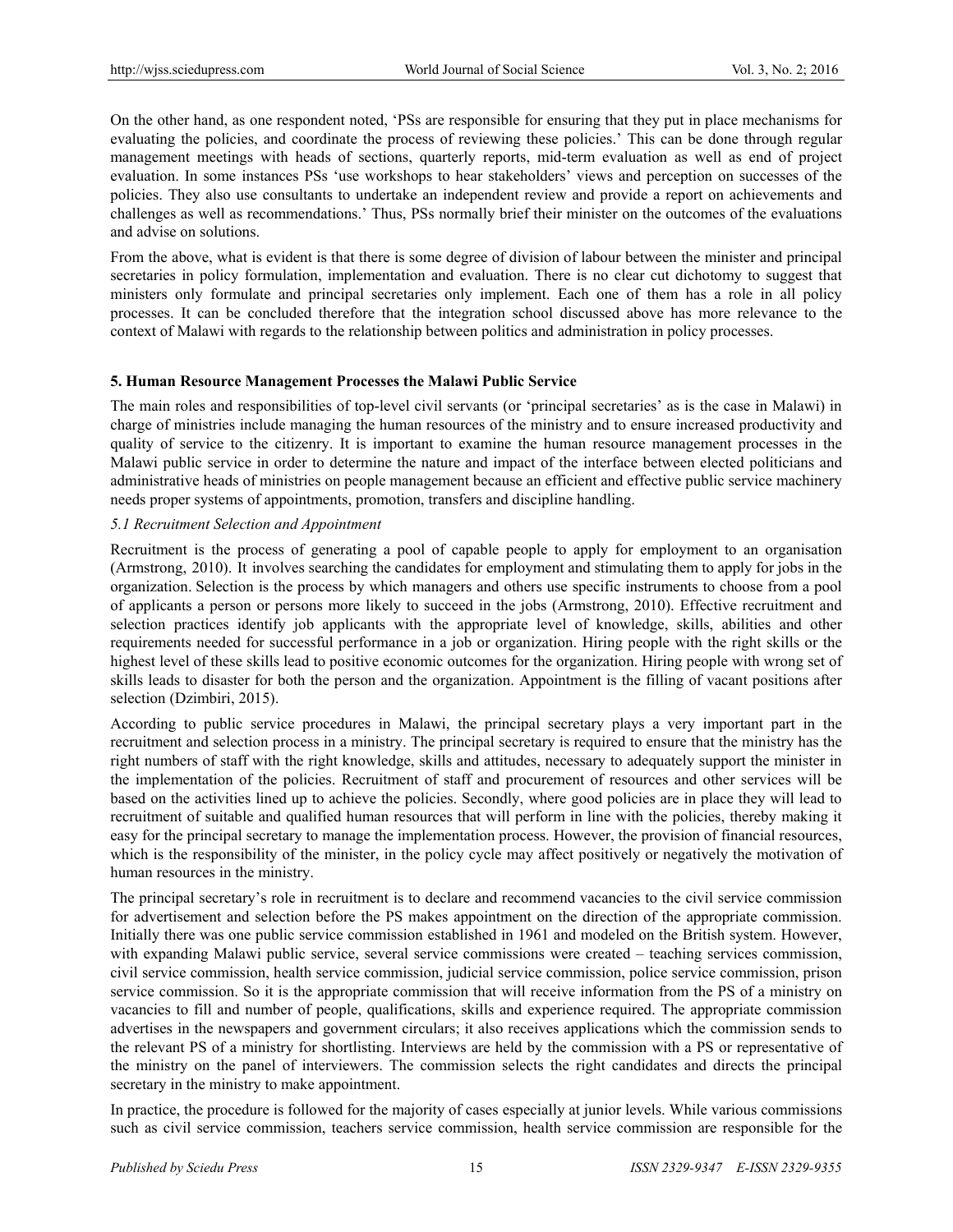On the other hand, as one respondent noted, 'PSs are responsible for ensuring that they put in place mechanisms for evaluating the policies, and coordinate the process of reviewing these policies.' This can be done through regular management meetings with heads of sections, quarterly reports, mid-term evaluation as well as end of project evaluation. In some instances PSs 'use workshops to hear stakeholders' views and perception on successes of the policies. They also use consultants to undertake an independent review and provide a report on achievements and challenges as well as recommendations.' Thus, PSs normally brief their minister on the outcomes of the evaluations and advise on solutions.

From the above, what is evident is that there is some degree of division of labour between the minister and principal secretaries in policy formulation, implementation and evaluation. There is no clear cut dichotomy to suggest that ministers only formulate and principal secretaries only implement. Each one of them has a role in all policy processes. It can be concluded therefore that the integration school discussed above has more relevance to the context of Malawi with regards to the relationship between politics and administration in policy processes.

## 5. Human Resource Management Processes the Malawi Public Service

The main roles and responsibilities of top-level civil servants (or 'principal secretaries' as is the case in Malawi) in charge of ministries include managing the human resources of the ministry and to ensure increased productivity and quality of service to the citizenry. It is important to examine the human resource management processes in the Malawi public service in order to determine the nature and impact of the interface between elected politicians and administrative heads of ministries on people management because an efficient and effective public service machinery needs proper systems of appointments, promotion, transfers and discipline handling.

### *5.1 Recruitment Selection and Appointment*

Recruitment is the process of generating a pool of capable people to apply for employment to an organisation (Armstrong, 2010). It involves searching the candidates for employment and stimulating them to apply for jobs in the organization. Selection is the process by which managers and others use specific instruments to choose from a pool of applicants a person or persons more likely to succeed in the jobs (Armstrong, 2010). Effective recruitment and selection practices identify job applicants with the appropriate level of knowledge, skills, abilities and other requirements needed for successful performance in a job or organization. Hiring people with the right skills or the highest level of these skills lead to positive economic outcomes for the organization. Hiring people with wrong set of skills leads to disaster for both the person and the organization. Appointment is the filling of vacant positions after selection (Dzimbiri, 2015).

According to public service procedures in Malawi, the principal secretary plays a very important part in the recruitment and selection process in a ministry. The principal secretary is required to ensure that the ministry has the right numbers of staff with the right knowledge, skills and attitudes, necessary to adequately support the minister in the implementation of the policies. Recruitment of staff and procurement of resources and other services will be based on the activities lined up to achieve the policies. Secondly, where good policies are in place they will lead to recruitment of suitable and qualified human resources that will perform in line with the policies, thereby making it easy for the principal secretary to manage the implementation process. However, the provision of financial resources, which is the responsibility of the minister, in the policy cycle may affect positively or negatively the motivation of human resources in the ministry.

The principal secretary's role in recruitment is to declare and recommend vacancies to the civil service commission for advertisement and selection before the PS makes appointment on the direction of the appropriate commission. Initially there was one public service commission established in 1961 and modeled on the British system. However, with expanding Malawi public service, several service commissions were created – teaching services commission, civil service commission, health service commission, judicial service commission, police service commission, prison service commission. So it is the appropriate commission that will receive information from the PS of a ministry on vacancies to fill and number of people, qualifications, skills and experience required. The appropriate commission advertises in the newspapers and government circulars; it also receives applications which the commission sends to the relevant PS of a ministry for shortlisting. Interviews are held by the commission with a PS or representative of the ministry on the panel of interviewers. The commission selects the right candidates and directs the principal secretary in the ministry to make appointment.

In practice, the procedure is followed for the majority of cases especially at junior levels. While various commissions such as civil service commission, teachers service commission, health service commission are responsible for the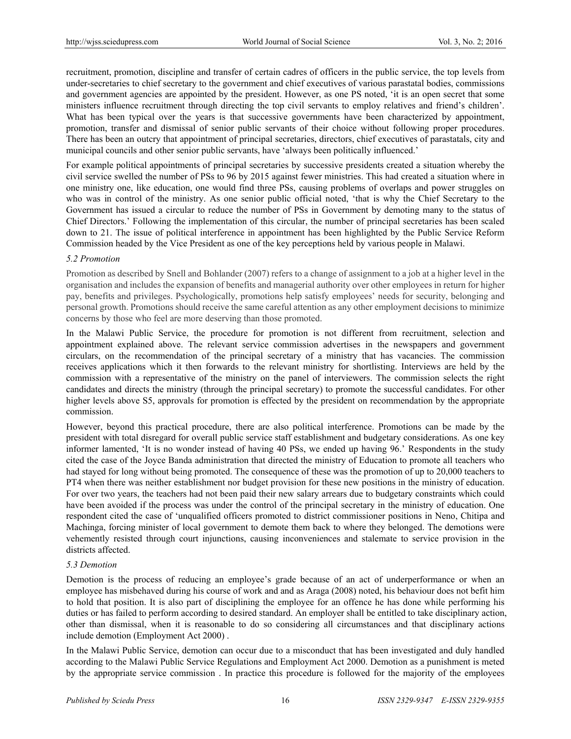recruitment, promotion, discipline and transfer of certain cadres of officers in the public service, the top levels from under-secretaries to chief secretary to the government and chief executives of various parastatal bodies, commissions and government agencies are appointed by the president. However, as one PS noted, 'it is an open secret that some ministers influence recruitment through directing the top civil servants to employ relatives and friend's children'. What has been typical over the years is that successive governments have been characterized by appointment, promotion, transfer and dismissal of senior public servants of their choice without following proper procedures. There has been an outcry that appointment of principal secretaries, directors, chief executives of parastatals, city and municipal councils and other senior public servants, have 'always been politically influenced.'

For example political appointments of principal secretaries by successive presidents created a situation whereby the civil service swelled the number of PSs to 96 by 2015 against fewer ministries. This had created a situation where in one ministry one, like education, one would find three PSs, causing problems of overlaps and power struggles on who was in control of the ministry. As one senior public official noted, 'that is why the Chief Secretary to the Government has issued a circular to reduce the number of PSs in Government by demoting many to the status of Chief Directors.' Following the implementation of this circular, the number of principal secretaries has been scaled down to 21. The issue of political interference in appointment has been highlighted by the Public Service Reform Commission headed by the Vice President as one of the key perceptions held by various people in Malawi.

### *5.2 Promotion*

Promotion as described by Snell and Bohlander (2007) refers to a change of assignment to a job at a higher level in the organisation and includes the expansion of benefits and managerial authority over other employees in return for higher pay, benefits and privileges. Psychologically, promotions help satisfy employees' needs for security, belonging and personal growth. Promotions should receive the same careful attention as any other employment decisions to minimize concerns by those who feel are more deserving than those promoted.

In the Malawi Public Service, the procedure for promotion is not different from recruitment, selection and appointment explained above. The relevant service commission advertises in the newspapers and government circulars, on the recommendation of the principal secretary of a ministry that has vacancies. The commission receives applications which it then forwards to the relevant ministry for shortlisting. Interviews are held by the commission with a representative of the ministry on the panel of interviewers. The commission selects the right candidates and directs the ministry (through the principal secretary) to promote the successful candidates. For other higher levels above S5, approvals for promotion is effected by the president on recommendation by the appropriate commission.

However, beyond this practical procedure, there are also political interference. Promotions can be made by the president with total disregard for overall public service staff establishment and budgetary considerations. As one key informer lamented, 'It is no wonder instead of having 40 PSs, we ended up having 96.' Respondents in the study cited the case of the Joyce Banda administration that directed the ministry of Education to promote all teachers who had stayed for long without being promoted. The consequence of these was the promotion of up to 20,000 teachers to PT4 when there was neither establishment nor budget provision for these new positions in the ministry of education. For over two years, the teachers had not been paid their new salary arrears due to budgetary constraints which could have been avoided if the process was under the control of the principal secretary in the ministry of education. One respondent cited the case of 'unqualified officers promoted to district commissioner positions in Neno, Chitipa and Machinga, forcing minister of local government to demote them back to where they belonged. The demotions were vehemently resisted through court injunctions, causing inconveniences and stalemate to service provision in the districts affected.

### *5.3 Demotion*

Demotion is the process of reducing an employee's grade because of an act of underperformance or when an employee has misbehaved during his course of work and and as Araga (2008) noted, his behaviour does not befit him to hold that position. It is also part of disciplining the employee for an offence he has done while performing his duties or has failed to perform according to desired standard. An employer shall be entitled to take disciplinary action, other than dismissal, when it is reasonable to do so considering all circumstances and that disciplinary actions include demotion (Employment Act 2000) .

In the Malawi Public Service, demotion can occur due to a misconduct that has been investigated and duly handled according to the Malawi Public Service Regulations and Employment Act 2000. Demotion as a punishment is meted by the appropriate service commission . In practice this procedure is followed for the majority of the employees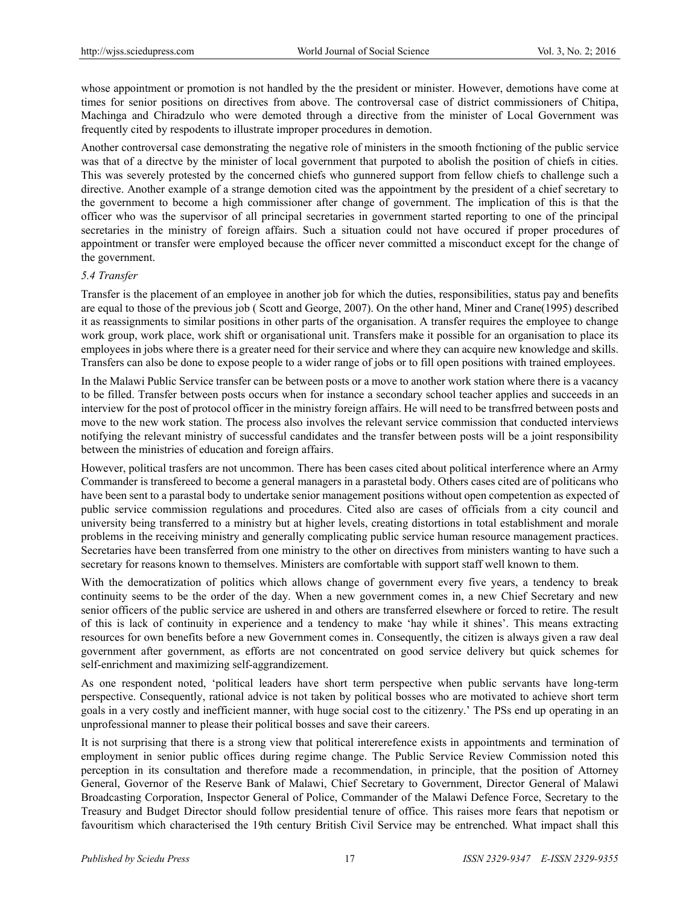whose appointment or promotion is not handled by the the president or minister. However, demotions have come at times for senior positions on directives from above. The controversal case of district commissioners of Chitipa, Machinga and Chiradzulo who were demoted through a directive from the minister of Local Government was frequently cited by respodents to illustrate improper procedures in demotion.

Another controversal case demonstrating the negative role of ministers in the smooth fnctioning of the public service was that of a directve by the minister of local government that purpoted to abolish the position of chiefs in cities. This was severely protested by the concerned chiefs who gunnered support from fellow chiefs to challenge such a directive. Another example of a strange demotion cited was the appointment by the president of a chief secretary to the government to become a high commissioner after change of government. The implication of this is that the officer who was the supervisor of all principal secretaries in government started reporting to one of the principal secretaries in the ministry of foreign affairs. Such a situation could not have occured if proper procedures of appointment or transfer were employed because the officer never committed a misconduct except for the change of the government.

*5.4 Transfer*

Transfer is the placement of an employee in another job for which the duties, responsibilities, status pay and benefits are equal to those of the previous job ( Scott and George, 2007). On the other hand, Miner and Crane(1995) described it as reassignments to similar positions in other parts of the organisation. A transfer requires the employee to change work group, work place, work shift or organisational unit. Transfers make it possible for an organisation to place its employees in jobs where there is a greater need for their service and where they can acquire new knowledge and skills. Transfers can also be done to expose people to a wider range of jobs or to fill open positions with trained employees.

In the Malawi Public Service transfer can be between posts or a move to another work station where there is a vacancy to be filled. Transfer between posts occurs when for instance a secondary school teacher applies and succeeds in an interview for the post of protocol officer in the ministry foreign affairs. He will need to be transfrred between posts and move to the new work station. The process also involves the relevant service commission that conducted interviews notifying the relevant ministry of successful candidates and the transfer between posts will be a joint responsibility between the ministries of education and foreign affairs.

However, political trasfers are not uncommon. There has been cases cited about political interference where an Army Commander is transfereed to become a general managers in a parastetal body. Others cases cited are of politicans who have been sent to a parastal body to undertake senior management positions without open competention as expected of public service commission regulations and procedures. Cited also are cases of officials from a city council and university being transferred to a ministry but at higher levels, creating distortions in total establishment and morale problems in the receiving ministry and generally complicating public service human resource management practices. Secretaries have been transferred from one ministry to the other on directives from ministers wanting to have such a secretary for reasons known to themselves. Ministers are comfortable with support staff well known to them.

With the democratization of politics which allows change of government every five years, a tendency to break continuity seems to be the order of the day. When a new government comes in, a new Chief Secretary and new senior officers of the public service are ushered in and others are transferred elsewhere or forced to retire. The result of this is lack of continuity in experience and a tendency to make 'hay while it shines'. This means extracting resources for own benefits before a new Government comes in. Consequently, the citizen is always given a raw deal government after government, as efforts are not concentrated on good service delivery but quick schemes for self-enrichment and maximizing self-aggrandizement.

As one respondent noted, 'political leaders have short term perspective when public servants have long-term perspective. Consequently, rational advice is not taken by political bosses who are motivated to achieve short term goals in a very costly and inefficient manner, with huge social cost to the citizenry.' The PSs end up operating in an unprofessional manner to please their political bosses and save their careers.

It is not surprising that there is a strong view that political intererefence exists in appointments and termination of employment in senior public offices during regime change. The Public Service Review Commission noted this perception in its consultation and therefore made a recommendation, in principle, that the position of Attorney General, Governor of the Reserve Bank of Malawi, Chief Secretary to Government, Director General of Malawi Broadcasting Corporation, Inspector General of Police, Commander of the Malawi Defence Force, Secretary to the Treasury and Budget Director should follow presidential tenure of office. This raises more fears that nepotism or favouritism which characterised the 19th century British Civil Service may be entrenched. What impact shall this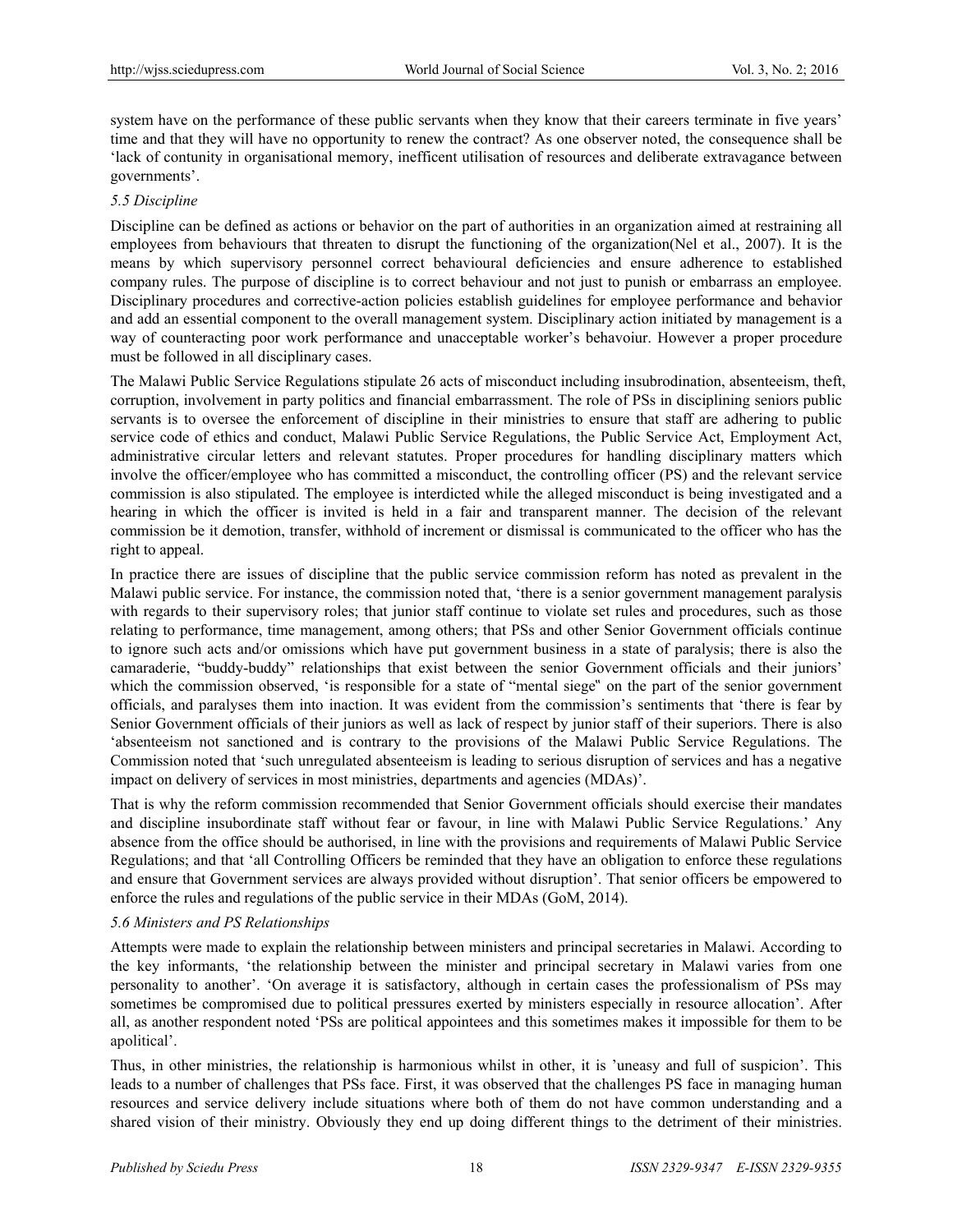system have on the performance of these public servants when they know that their careers terminate in five years' time and that they will have no opportunity to renew the contract? As one observer noted, the consequence shall be 'lack of contunity in organisational memory, inefficent utilisation of resources and deliberate extravagance between governments'.

### *5.5 Discipline*

Discipline can be defined as actions or behavior on the part of authorities in an organization aimed at restraining all employees from behaviours that threaten to disrupt the functioning of the organization(Nel et al., 2007). It is the means by which supervisory personnel correct behavioural deficiencies and ensure adherence to established company rules. The purpose of discipline is to correct behaviour and not just to punish or embarrass an employee. Disciplinary procedures and corrective-action policies establish guidelines for employee performance and behavior and add an essential component to the overall management system. Disciplinary action initiated by management is a way of counteracting poor work performance and unacceptable worker's behavoiur. However a proper procedure must be followed in all disciplinary cases.

The Malawi Public Service Regulations stipulate 26 acts of misconduct including insubrodination, absenteeism, theft, corruption, involvement in party politics and financial embarrassment. The role of PSs in disciplining seniors public servants is to oversee the enforcement of discipline in their ministries to ensure that staff are adhering to public service code of ethics and conduct, Malawi Public Service Regulations, the Public Service Act, Employment Act, administrative circular letters and relevant statutes. Proper procedures for handling disciplinary matters which involve the officer/employee who has committed a misconduct, the controlling officer (PS) and the relevant service commission is also stipulated. The employee is interdicted while the alleged misconduct is being investigated and a hearing in which the officer is invited is held in a fair and transparent manner. The decision of the relevant commission be it demotion, transfer, withhold of increment or dismissal is communicated to the officer who has the right to appeal.

In practice there are issues of discipline that the public service commission reform has noted as prevalent in the Malawi public service. For instance, the commission noted that, 'there is a senior government management paralysis with regards to their supervisory roles; that junior staff continue to violate set rules and procedures, such as those relating to performance, time management, among others; that PSs and other Senior Government officials continue to ignore such acts and/or omissions which have put government business in a state of paralysis; there is also the camaraderie, "buddy-buddy" relationships that exist between the senior Government officials and their juniors' which the commission observed, 'is responsible for a state of "mental siege" on the part of the senior government officials, and paralyses them into inaction. It was evident from the commission's sentiments that 'there is fear by Senior Government officials of their juniors as well as lack of respect by junior staff of their superiors. There is also 'absenteeism not sanctioned and is contrary to the provisions of the Malawi Public Service Regulations. The Commission noted that 'such unregulated absenteeism is leading to serious disruption of services and has a negative impact on delivery of services in most ministries, departments and agencies (MDAs)'.

That is why the reform commission recommended that Senior Government officials should exercise their mandates and discipline insubordinate staff without fear or favour, in line with Malawi Public Service Regulations.' Any absence from the office should be authorised, in line with the provisions and requirements of Malawi Public Service Regulations; and that 'all Controlling Officers be reminded that they have an obligation to enforce these regulations and ensure that Government services are always provided without disruption'. That senior officers be empowered to enforce the rules and regulations of the public service in their MDAs (GoM, 2014).

### *5.6 Ministers and PS Relationships*

Attempts were made to explain the relationship between ministers and principal secretaries in Malawi. According to the key informants, 'the relationship between the minister and principal secretary in Malawi varies from one personality to another'. 'On average it is satisfactory, although in certain cases the professionalism of PSs may sometimes be compromised due to political pressures exerted by ministers especially in resource allocation'. After all, as another respondent noted 'PSs are political appointees and this sometimes makes it impossible for them to be apolitical'.

Thus, in other ministries, the relationship is harmonious whilst in other, it is 'uneasy and full of suspicion'. This leads to a number of challenges that PSs face. First, it was observed that the challenges PS face in managing human resources and service delivery include situations where both of them do not have common understanding and a shared vision of their ministry. Obviously they end up doing different things to the detriment of their ministries.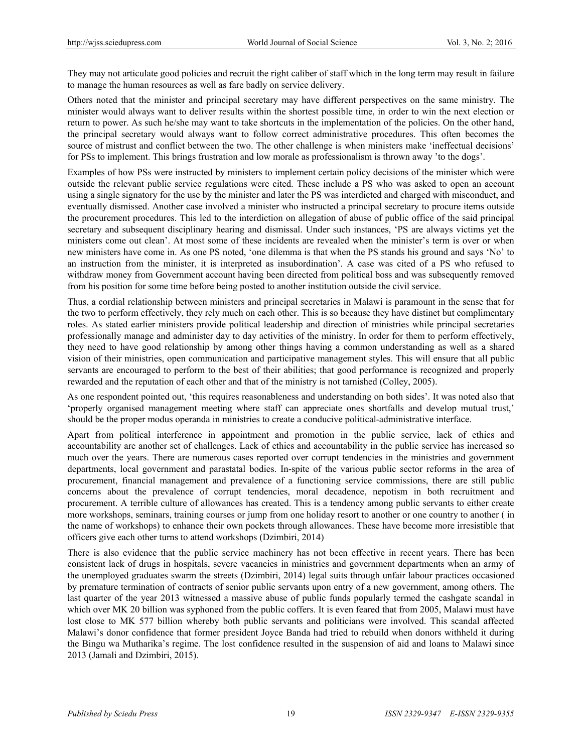They may not articulate good policies and recruit the right caliber of staff which in the long term may result in failure to manage the human resources as well as fare badly on service delivery.

Others noted that the minister and principal secretary may have different perspectives on the same ministry. The minister would always want to deliver results within the shortest possible time, in order to win the next election or return to power. As such he/she may want to take shortcuts in the implementation of the policies. On the other hand, the principal secretary would always want to follow correct administrative procedures. This often becomes the source of mistrust and conflict between the two. The other challenge is when ministers make 'ineffectual decisions' for PSs to implement. This brings frustration and low morale as professionalism is thrown away 'to the dogs'.

Examples of how PSs were instructed by ministers to implement certain policy decisions of the minister which were outside the relevant public service regulations were cited. These include a PS who was asked to open an account using a single signatory for the use by the minister and later the PS was interdicted and charged with misconduct, and eventually dismissed. Another case involved a minister who instructed a principal secretary to procure items outside the procurement procedures. This led to the interdiction on allegation of abuse of public office of the said principal secretary and subsequent disciplinary hearing and dismissal. Under such instances, 'PS are always victims yet the ministers come out clean'. At most some of these incidents are revealed when the minister's term is over or when new ministers have come in. As one PS noted, 'one dilemma is that when the PS stands his ground and says 'No' to an instruction from the minister, it is interpreted as insubordination'. A case was cited of a PS who refused to withdraw money from Government account having been directed from political boss and was subsequently removed from his position for some time before being posted to another institution outside the civil service.

Thus, a cordial relationship between ministers and principal secretaries in Malawi is paramount in the sense that for the two to perform effectively, they rely much on each other. This is so because they have distinct but complimentary roles. As stated earlier ministers provide political leadership and direction of ministries while principal secretaries professionally manage and administer day to day activities of the ministry. In order for them to perform effectively, they need to have good relationship by among other things having a common understanding as well as a shared vision of their ministries, open communication and participative management styles. This will ensure that all public servants are encouraged to perform to the best of their abilities; that good performance is recognized and properly rewarded and the reputation of each other and that of the ministry is not tarnished (Colley, 2005).

As one respondent pointed out, 'this requires reasonableness and understanding on both sides'. It was noted also that 'properly organised management meeting where staff can appreciate ones shortfalls and develop mutual trust,' should be the proper modus operanda in ministries to create a conducive political-administrative interface.

Apart from political interference in appointment and promotion in the public service, lack of ethics and accountability are another set of challenges. Lack of ethics and accountability in the public service has increased so much over the years. There are numerous cases reported over corrupt tendencies in the ministries and government departments, local government and parastatal bodies. In-spite of the various public sector reforms in the area of procurement, financial management and prevalence of a functioning service commissions, there are still public concerns about the prevalence of corrupt tendencies, moral decadence, nepotism in both recruitment and procurement. A terrible culture of allowances has created. This is a tendency among public servants to either create more workshops, seminars, training courses or jump from one holiday resort to another or one country to another ( in the name of workshops) to enhance their own pockets through allowances. These have become more irresistible that officers give each other turns to attend workshops (Dzimbiri, 2014)

There is also evidence that the public service machinery has not been effective in recent years. There has been consistent lack of drugs in hospitals, severe vacancies in ministries and government departments when an army of the unemployed graduates swarm the streets (Dzimbiri, 2014) legal suits through unfair labour practices occasioned by premature termination of contracts of senior public servants upon entry of a new government, among others. The last quarter of the year 2013 witnessed a massive abuse of public funds popularly termed the cashgate scandal in which over MK 20 billion was syphoned from the public coffers. It is even feared that from 2005, Malawi must have lost close to MK 577 billion whereby both public servants and politicians were involved. This scandal affected Malawi's donor confidence that former president Joyce Banda had tried to rebuild when donors withheld it during the Bingu wa Mutharika's regime. The lost confidence resulted in the suspension of aid and loans to Malawi since 2013 (Jamali and Dzimbiri, 2015).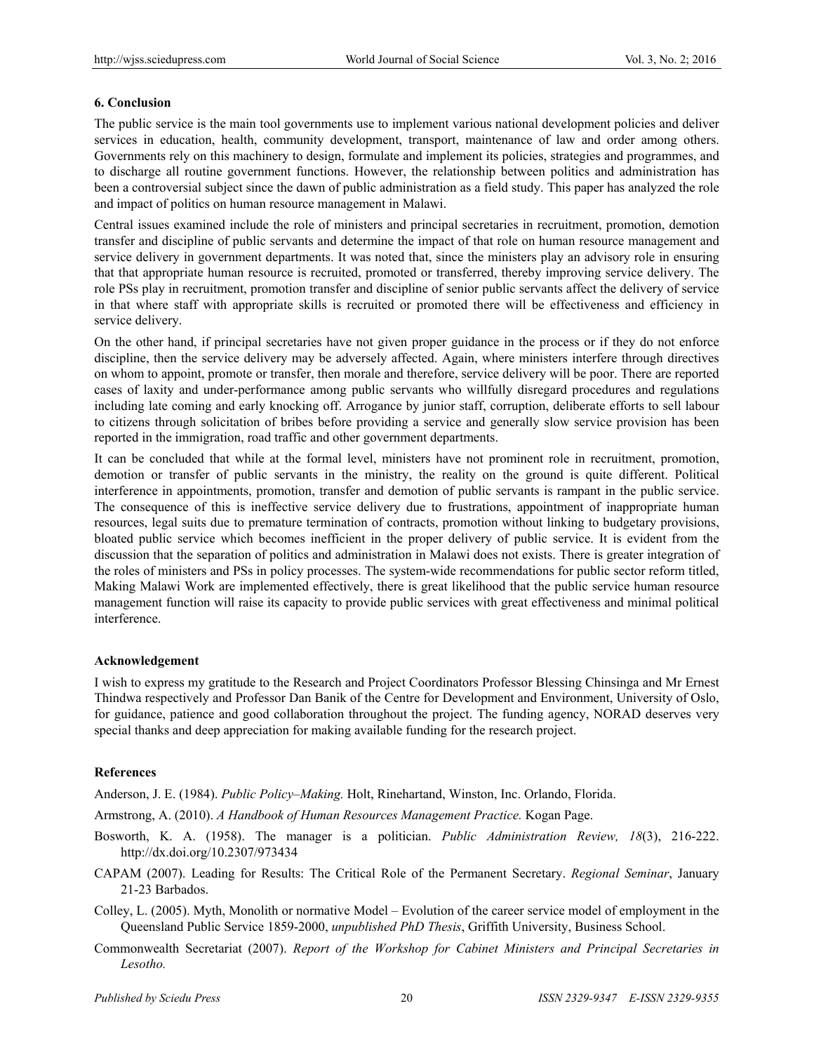## 6. Conclusion

The public service is the main tool governments use to implement various national development policies and deliver services in education, health, community development, transport, maintenance of law and order among others. Governments rely on this machinery to design, formulate and implement its policies, strategies and programmes, and to discharge all routine government functions. However, the relationship between politics and administration has been a controversial subject since the dawn of public administration as a field study. This paper has analyzed the role and impact of politics on human resource management in Malawi.

Central issues examined include the role of ministers and principal secretaries in recruitment, promotion, demotion transfer and discipline of public servants and determine the impact of that role on human resource management and service delivery in government departments. It was noted that, since the ministers play an advisory role in ensuring that that appropriate human resource is recruited, promoted or transferred, thereby improving service delivery. The role PSs play in recruitment, promotion transfer and discipline of senior public servants affect the delivery of service in that where staff with appropriate skills is recruited or promoted there will be effectiveness and efficiency in service delivery.

On the other hand, if principal secretaries have not given proper guidance in the process or if they do not enforce discipline, then the service delivery may be adversely affected. Again, where ministers interfere through directives on whom to appoint, promote or transfer, then morale and therefore, service delivery will be poor. There are reported cases of laxity and under-performance among public servants who willfully disregard procedures and regulations including late coming and early knocking off. Arrogance by junior staff, corruption, deliberate efforts to sell labour to citizens through solicitation of bribes before providing a service and generally slow service provision has been reported in the immigration, road traffic and other government departments.

It can be concluded that while at the formal level, ministers have not prominent role in recruitment, promotion, demotion or transfer of public servants in the ministry, the reality on the ground is quite different. Political interference in appointments, promotion, transfer and demotion of public servants is rampant in the public service. The consequence of this is ineffective service delivery due to frustrations, appointment of inappropriate human resources, legal suits due to premature termination of contracts, promotion without linking to budgetary provisions, bloated public service which becomes inefficient in the proper delivery of public service. It is evident from the discussion that the separation of politics and administration in Malawi does not exists. There is greater integration of the roles of ministers and PSs in policy processes. The system-wide recommendations for public sector reform titled, Making Malawi Work are implemented effectively, there is great likelihood that the public service human resource management function will raise its capacity to provide public services with great effectiveness and minimal political interference.

## Acknowledgement

I wish to express my gratitude to the Research and Project Coordinators Professor Blessing Chinsinga and Mr Ernest Thindwa respectively and Professor Dan Banik of the Centre for Development and Environment, University of Oslo, for guidance, patience and good collaboration throughout the project. The funding agency, NORAD deserves very special thanks and deep appreciation for making available funding for the research project.

## References

Anderson, J. E. (1984). *Public Policy–Making.* Holt, Rinehartand, Winston, Inc. Orlando, Florida.

Armstrong, A. (2010). *A Handbook of Human Resources Management Practice.* Kogan Page.

Bosworth, K. A. (1958). The manager is a politician. *Public Administration Review, 18*(3), 216-222. http://dx.doi.org/10.2307/973434

CAPAM (2007). Leading for Results: The Critical Role of the Permanent Secretary. *Regional Seminar*, January 21-23 Barbados.

Colley, L. (2005). Myth, Monolith or normative Model – Evolution of the career service model of employment in the Queensland Public Service 1859-2000, *unpublished PhD Thesis*, Griffith University, Business School.

Commonwealth Secretariat (2007). *Report of the Workshop for Cabinet Ministers and Principal Secretaries in Lesotho.*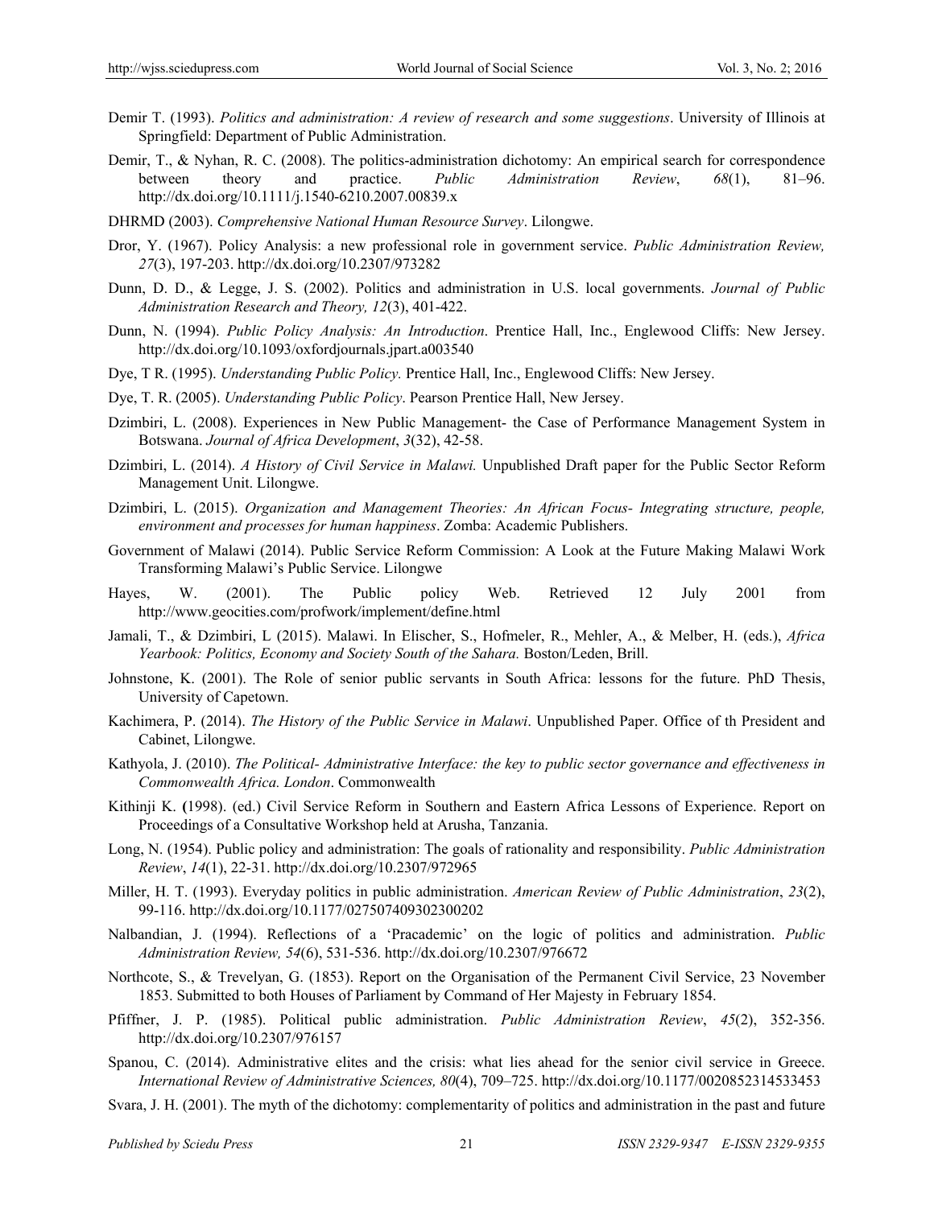Demir T. (1993). *Politics and administration: A review of research and some suggestions*. University of Illinois at Springfield: Department of Public Administration.

Demir, T., & Nyhan, R. C. (2008). The politics-administration dichotomy: An empirical search for correspondence between theory and practice. *Public Administration Review*, *68*(1), 81–96. http://dx.doi.org/10.1111/j.1540-6210.2007.00839.x

DHRMD (2003). *Comprehensive National Human Resource Survey*. Lilongwe.

Dror, Y. (1967). Policy Analysis: a new professional role in government service. *Public Administration Review, 27*(3), 197-203. http://dx.doi.org/10.2307/973282

Dunn, D. D., & Legge, J. S. (2002). Politics and administration in U.S. local governments. *Journal of Public Administration Research and Theory, 12*(3), 401-422.

Dunn, N. (1994). *Public Policy Analysis: An Introduction*. Prentice Hall, Inc., Englewood Cliffs: New Jersey. http://dx.doi.org/10.1093/oxfordjournals.jpart.a003540

Dye, T R. (1995). *Understanding Public Policy.* Prentice Hall, Inc., Englewood Cliffs: New Jersey.

Dye, T. R. (2005). *Understanding Public Policy*. Pearson Prentice Hall, New Jersey.

Dzimbiri, L. (2008). Experiences in New Public Management- the Case of Performance Management System in Botswana. *Journal of Africa Development*, *3*(32), 42-58.

Dzimbiri, L. (2014). *A History of Civil Service in Malawi.* Unpublished Draft paper for the Public Sector Reform Management Unit. Lilongwe.

Dzimbiri, L. (2015). *Organization and Management Theories: An African Focus- Integrating structure, people, environment and processes for human happiness*. Zomba: Academic Publishers.

Government of Malawi (2014). Public Service Reform Commission: A Look at the Future Making Malawi Work Transforming Malawi's Public Service. Lilongwe

Hayes, W. (2001). The Public policy Web. Retrieved 12 July 2001 from http://www.geocities.com/profwork/implement/define.html

Jamali, T., & Dzimbiri, L (2015). Malawi. In Elischer, S., Hofmeler, R., Mehler, A., & Melber, H. (eds.), *Africa Yearbook: Politics, Economy and Society South of the Sahara.* Boston/Leden, Brill.

Johnstone, K. (2001). The Role of senior public servants in South Africa: lessons for the future. PhD Thesis, University of Capetown.

Kachimera, P. (2014). *The History of the Public Service in Malawi*. Unpublished Paper. Office of th President and Cabinet, Lilongwe.

Kathyola, J. (2010). *The Political- Administrative Interface: the key to public sector governance and effectiveness in Commonwealth Africa. London*. Commonwealth

Kithinji K. (1998). (ed.) Civil Service Reform in Southern and Eastern Africa Lessons of Experience. Report on Proceedings of a Consultative Workshop held at Arusha, Tanzania.

Long, N. (1954). Public policy and administration: The goals of rationality and responsibility. *Public Administration Review*, *14*(1), 22-31. http://dx.doi.org/10.2307/972965

Miller, H. T. (1993). Everyday politics in public administration. *American Review of Public Administration*, *23*(2), 99-116. http://dx.doi.org/10.1177/027507409302300202

Nalbandian, J. (1994). Reflections of a 'Pracademic' on the logic of politics and administration. *Public Administration Review, 54*(6), 531-536. http://dx.doi.org/10.2307/976672

Northcote, S., & Trevelyan, G. (1853). Report on the Organisation of the Permanent Civil Service, 23 November 1853. Submitted to both Houses of Parliament by Command of Her Majesty in February 1854.

Pfiffner, J. P. (1985). Political public administration. *Public Administration Review*, *45*(2), 352-356. http://dx.doi.org/10.2307/976157

Spanou, C. (2014). Administrative elites and the crisis: what lies ahead for the senior civil service in Greece. *International Review of Administrative Sciences, 80*(4), 709–725. http://dx.doi.org/10.1177/0020852314533453

Svara, J. H. (2001). The myth of the dichotomy: complementarity of politics and administration in the past and future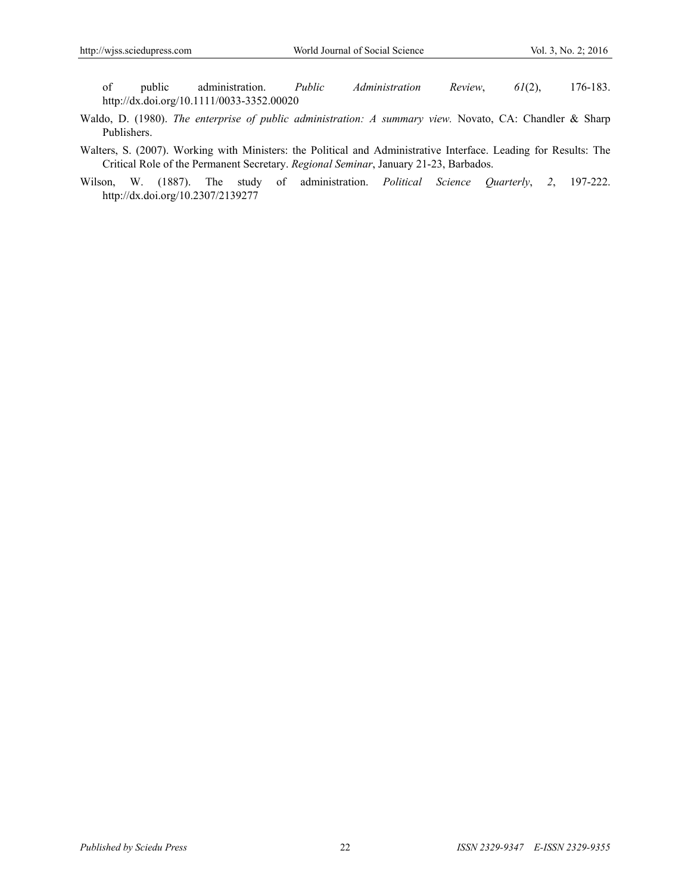of public administration. *Public Administration Review*, *61*(2), 176-183. http://dx.doi.org/10.1111/0033-3352.00020

Waldo, D. (1980). *The enterprise of public administration: A summary view.* Novato, CA: Chandler & Sharp Publishers.

Walters, S. (2007). Working with Ministers: the Political and Administrative Interface. Leading for Results: The Critical Role of the Permanent Secretary. *Regional Seminar*, January 21-23, Barbados.

Wilson, W. (1887). The study of administration. *Political Science Quarterly*, *2*, 197-222. http://dx.doi.org/10.2307/2139277